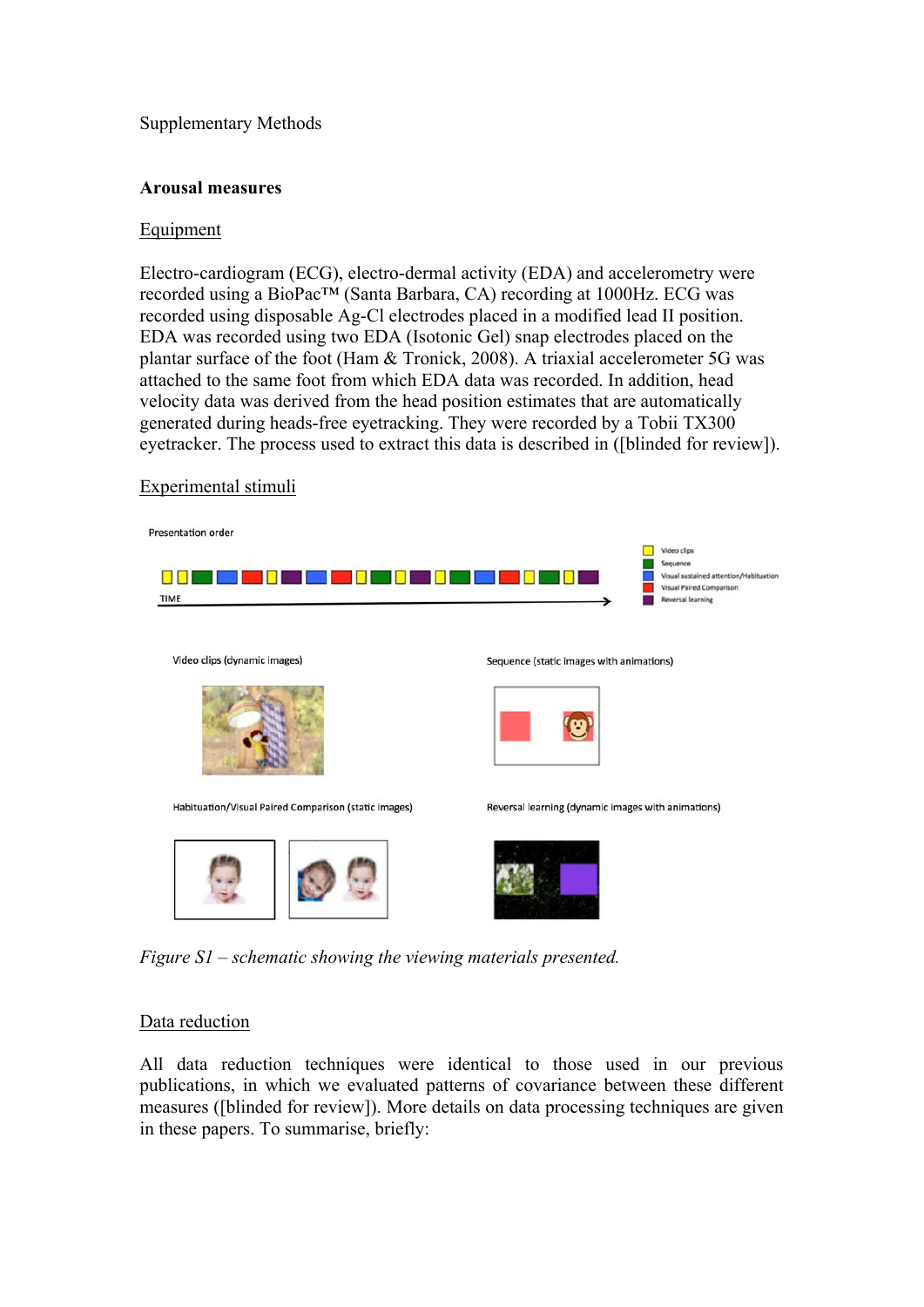Supplementary Methods

## Arousal measures

### Equipment

Electro-cardiogram (ECG), electro-dermal activity (EDA) and accelerometry were recorded using a BioPac™ (Santa Barbara, CA) recording at 1000Hz. ECG was recorded using disposable Ag-Cl electrodes placed in a modified lead II position. EDA was recorded using two EDA (Isotonic Gel) snap electrodes placed on the plantar surface of the foot (Ham & Tronick, 2008). A triaxial accelerometer 5G was attached to the same foot from which EDA data was recorded. In addition, head velocity data was derived from the head position estimates that are automatically generated during heads-free eyetracking. They were recorded by a Tobii TX300 eyetracker. The process used to extract this data is described in ([blinded for review]).

### Experimental stimuli

*Figure S1 – schematic showing the viewing materials presented.*

### Data reduction

All data reduction techniques were identical to those used in our previous publications, in which we evaluated patterns of covariance between these different measures ([blinded for review]). More details on data processing techniques are given in these papers. To summarise, briefly: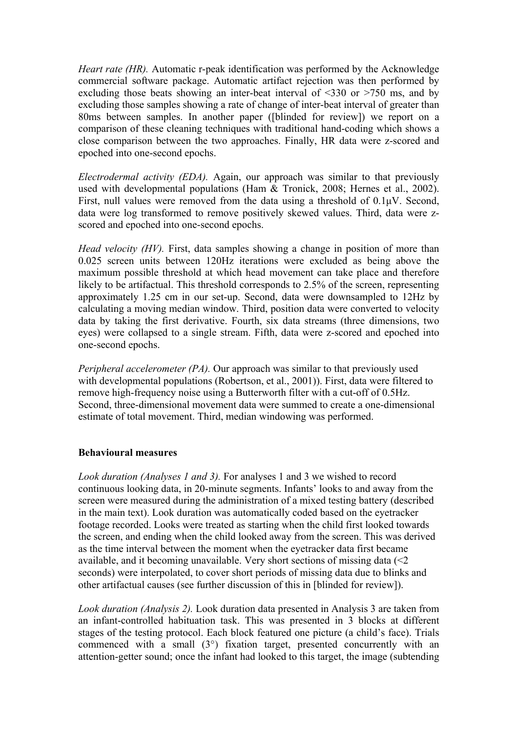*Heart rate (HR).* Automatic r-peak identification was performed by the Acknowledge commercial software package. Automatic artifact rejection was then performed by excluding those beats showing an inter-beat interval of <330 or >750 ms, and by excluding those samples showing a rate of change of inter-beat interval of greater than 80ms between samples. In another paper ([blinded for review]) we report on a comparison of these cleaning techniques with traditional hand-coding which shows a close comparison between the two approaches. Finally, HR data were z-scored and epoched into one-second epochs.

*Electrodermal activity (EDA).* Again, our approach was similar to that previously used with developmental populations (Ham & Tronick, 2008; Hernes et al., 2002). First, null values were removed from the data using a threshold of 0.1μV. Second, data were log transformed to remove positively skewed values. Third, data were z-scored and epoched into one-second epochs.

*Head velocity (HV).* First, data samples showing a change in position of more than 0.025 screen units between 120Hz iterations were excluded as being above the maximum possible threshold at which head movement can take place and therefore likely to be artifactual. This threshold corresponds to 2.5% of the screen, representing approximately 1.25 cm in our set-up. Second, data were downsampled to 12Hz by calculating a moving median window. Third, position data were converted to velocity data by taking the first derivative. Fourth, six data streams (three dimensions, two eyes) were collapsed to a single stream. Fifth, data were z-scored and epoched into one-second epochs.

*Peripheral accelerometer (PA).* Our approach was similar to that previously used with developmental populations (Robertson, et al., 2001)). First, data were filtered to remove high-frequency noise using a Butterworth filter with a cut-off of 0.5Hz. Second, three-dimensional movement data were summed to create a one-dimensional estimate of total movement. Third, median windowing was performed.

**Behavioural measures**

*Look duration (Analyses 1 and 3).* For analyses 1 and 3 we wished to record continuous looking data, in 20-minute segments. Infants' looks to and away from the screen were measured during the administration of a mixed testing battery (described in the main text). Look duration was automatically coded based on the eyetracker footage recorded. Looks were treated as starting when the child first looked towards the screen, and ending when the child looked away from the screen. This was derived as the time interval between the moment when the eyetracker data first became available, and it becoming unavailable. Very short sections of missing data (<2 seconds) were interpolated, to cover short periods of missing data due to blinks and other artifactual causes (see further discussion of this in [blinded for review]).

*Look duration (Analysis 2).* Look duration data presented in Analysis 3 are taken from an infant-controlled habituation task. This was presented in 3 blocks at different stages of the testing protocol. Each block featured one picture (a child's face). Trials commenced with a small (3°) fixation target, presented concurrently with an attention-getter sound; once the infant had looked to this target, the image (subtending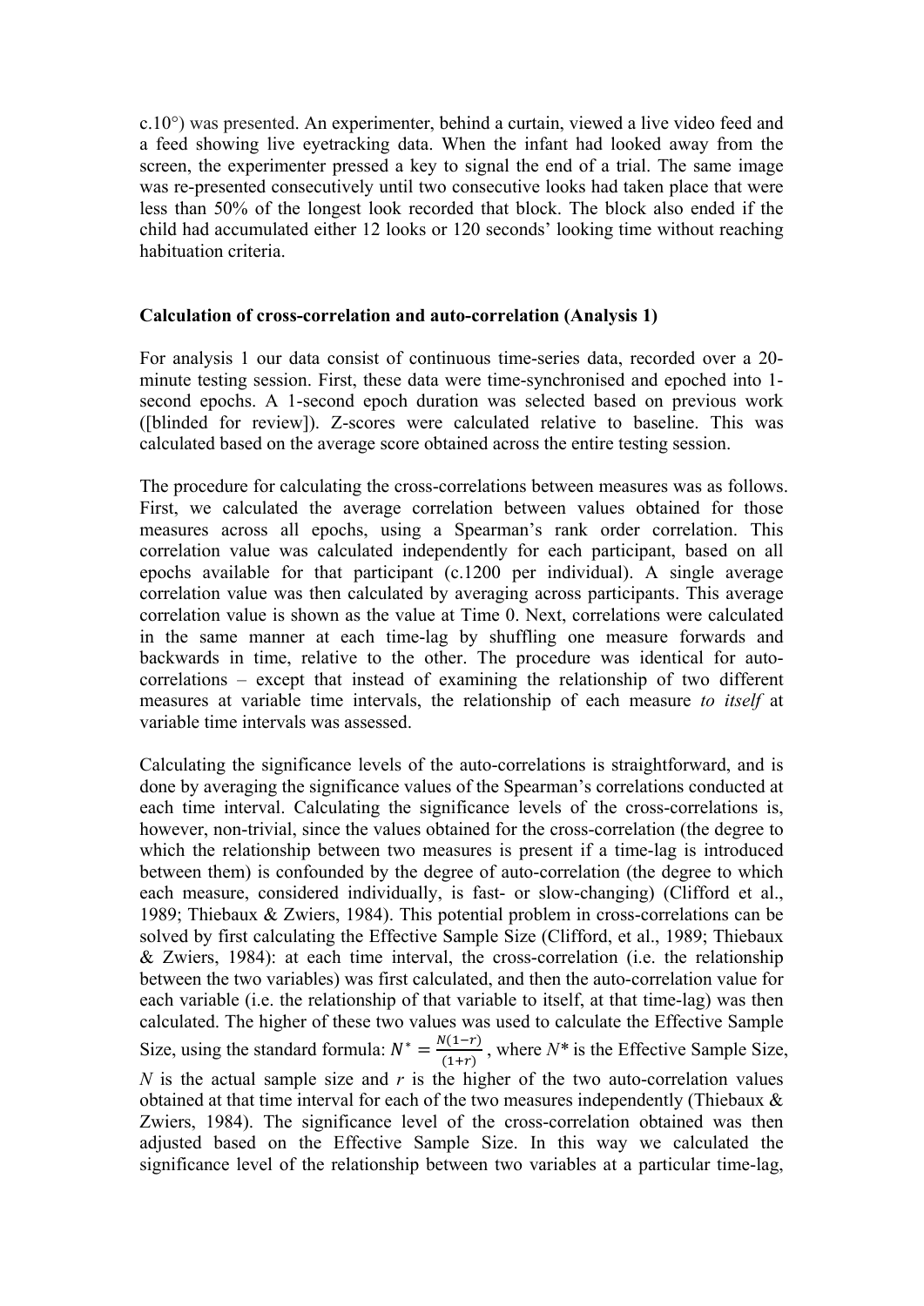c.10°) was presented. An experimenter, behind a curtain, viewed a live video feed and a feed showing live eyetracking data. When the infant had looked away from the screen, the experimenter pressed a key to signal the end of a trial. The same image was re-presented consecutively until two consecutive looks had taken place that were less than 50% of the longest look recorded that block. The block also ended if the child had accumulated either 12 looks or 120 seconds' looking time without reaching habituation criteria.

**Calculation of cross-correlation and auto-correlation (Analysis 1)**

For analysis 1 our data consist of continuous time-series data, recorded over a 20-minute testing session. First, these data were time-synchronised and epoched into 1-second epochs. A 1-second epoch duration was selected based on previous work ([blinded for review]). Z-scores were calculated relative to baseline. This was calculated based on the average score obtained across the entire testing session.

The procedure for calculating the cross-correlations between measures was as follows. First, we calculated the average correlation between values obtained for those measures across all epochs, using a Spearman's rank order correlation. This correlation value was calculated independently for each participant, based on all epochs available for that participant (c.1200 per individual). A single average correlation value was then calculated by averaging across participants. This average correlation value is shown as the value at Time 0. Next, correlations were calculated in the same manner at each time-lag by shuffling one measure forwards and backwards in time, relative to the other. The procedure was identical for auto-correlations – except that instead of examining the relationship of two different measures at variable time intervals, the relationship of each measure *to itself* at variable time intervals was assessed.

Calculating the significance levels of the auto-correlations is straightforward, and is done by averaging the significance values of the Spearman's correlations conducted at each time interval. Calculating the significance levels of the cross-correlations is, however, non-trivial, since the values obtained for the cross-correlation (the degree to which the relationship between two measures is present if a time-lag is introduced between them) is confounded by the degree of auto-correlation (the degree to which each measure, considered individually, is fast- or slow-changing) (Clifford et al., 1989; Thiebaux & Zwiers, 1984). This potential problem in cross-correlations can be solved by first calculating the Effective Sample Size (Clifford, et al., 1989; Thiebaux & Zwiers, 1984): at each time interval, the cross-correlation (i.e. the relationship between the two variables) was first calculated, and then the auto-correlation value for each variable (i.e. the relationship of that variable to itself, at that time-lag) was then calculated. The higher of these two values was used to calculate the Effective Sample Size, using the standard formula: $N^* = \frac{N(1-r)}{(1+r)}$, where $N^*$ is the Effective Sample Size, $N$ is the actual sample size and $r$ is the higher of the two auto-correlation values obtained at that time interval for each of the two measures independently (Thiebaux & Zwiers, 1984). The significance level of the cross-correlation obtained was then adjusted based on the Effective Sample Size. In this way we calculated the significance level of the relationship between two variables at a particular time-lag,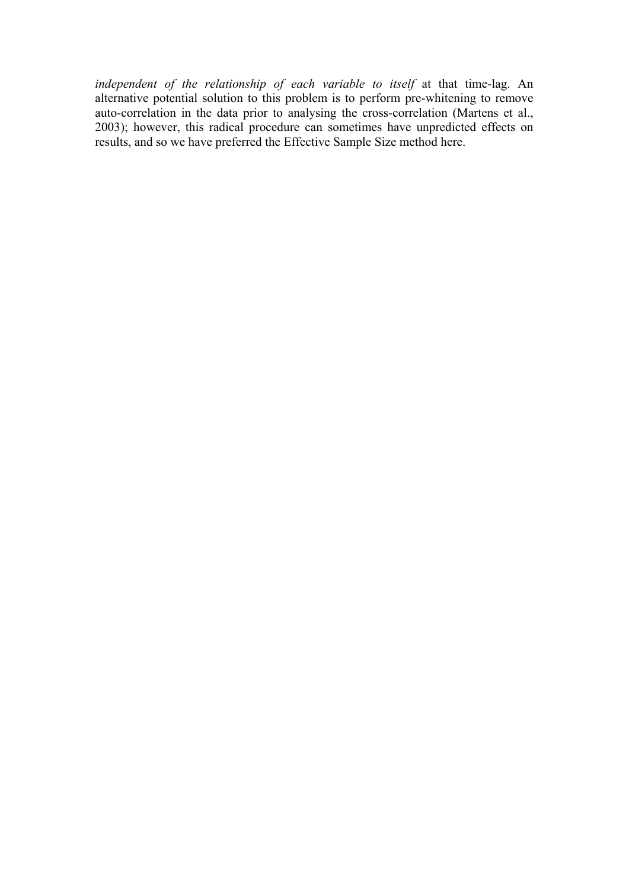*independent of the relationship of each variable to itself* at that time-lag. An alternative potential solution to this problem is to perform pre-whitening to remove auto-correlation in the data prior to analysing the cross-correlation (Martens et al., 2003); however, this radical procedure can sometimes have unpredicted effects on results, and so we have preferred the Effective Sample Size method here.